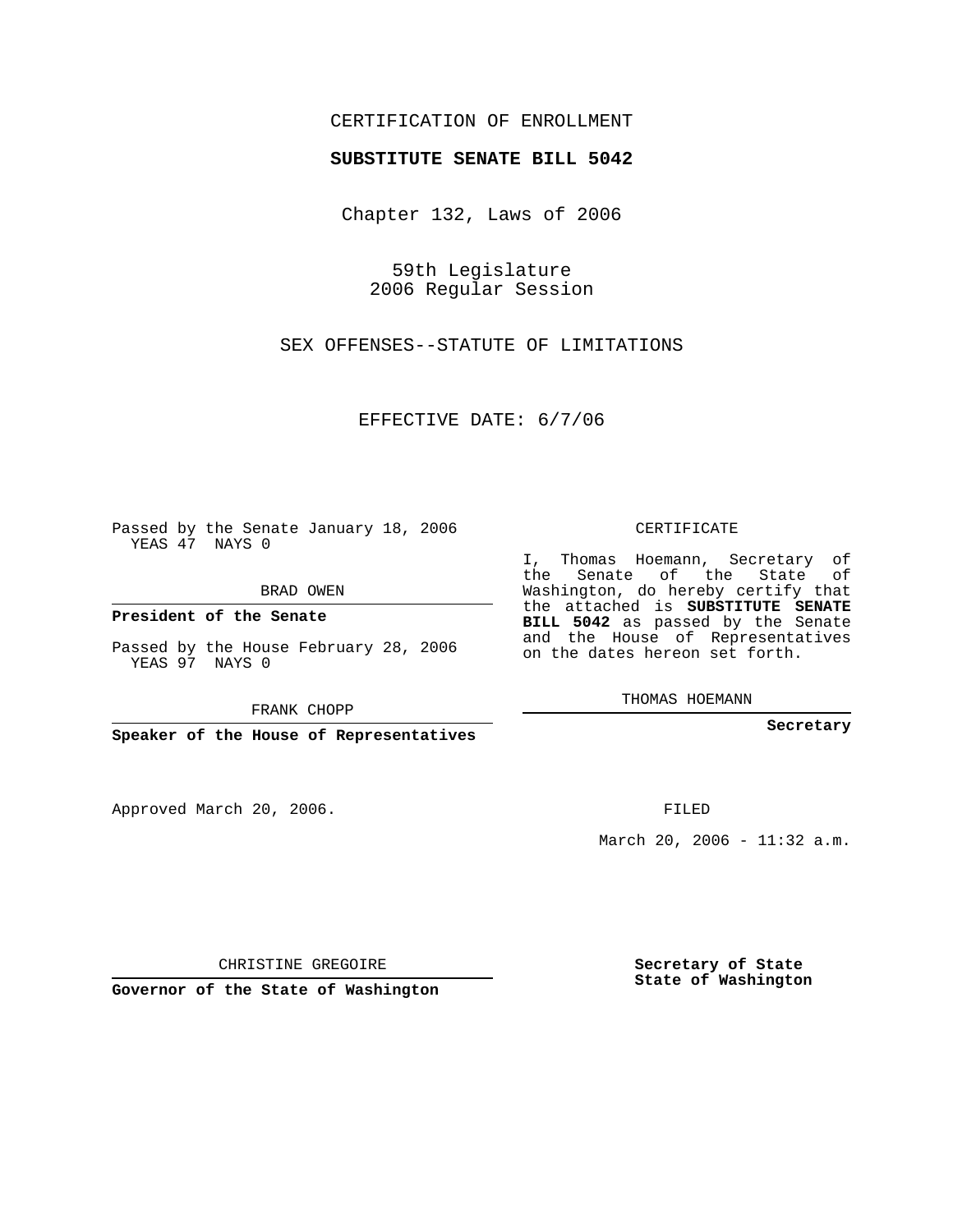CERTIFICATION OF ENROLLMENT

**SUBSTITUTE SENATE BILL 5042**

Chapter 132, Laws of 2006

59th Legislature
2006 Regular Session

SEX OFFENSES--STATUTE OF LIMITATIONS

EFFECTIVE DATE: 6/7/06

Passed by the Senate January 18, 2006
YEAS 47 NAYS 0

BRAD OWEN

**President of the Senate**

Passed by the House February 28, 2006
YEAS 97 NAYS 0

FRANK CHOPP

**Speaker of the House of Representatives**

CERTIFICATE

I, Thomas Hoemann, Secretary of the Senate of the State of Washington, do hereby certify that the attached is **SUBSTITUTE SENATE BILL 5042** as passed by the Senate and the House of Representatives on the dates hereon set forth.

THOMAS HOEMANN

**Secretary**

Approved March 20, 2006.

FILED

March 20, 2006 - 11:32 a.m.

CHRISTINE GREGOIRE

**Governor of the State of Washington**

**Secretary of State**
**State of Washington**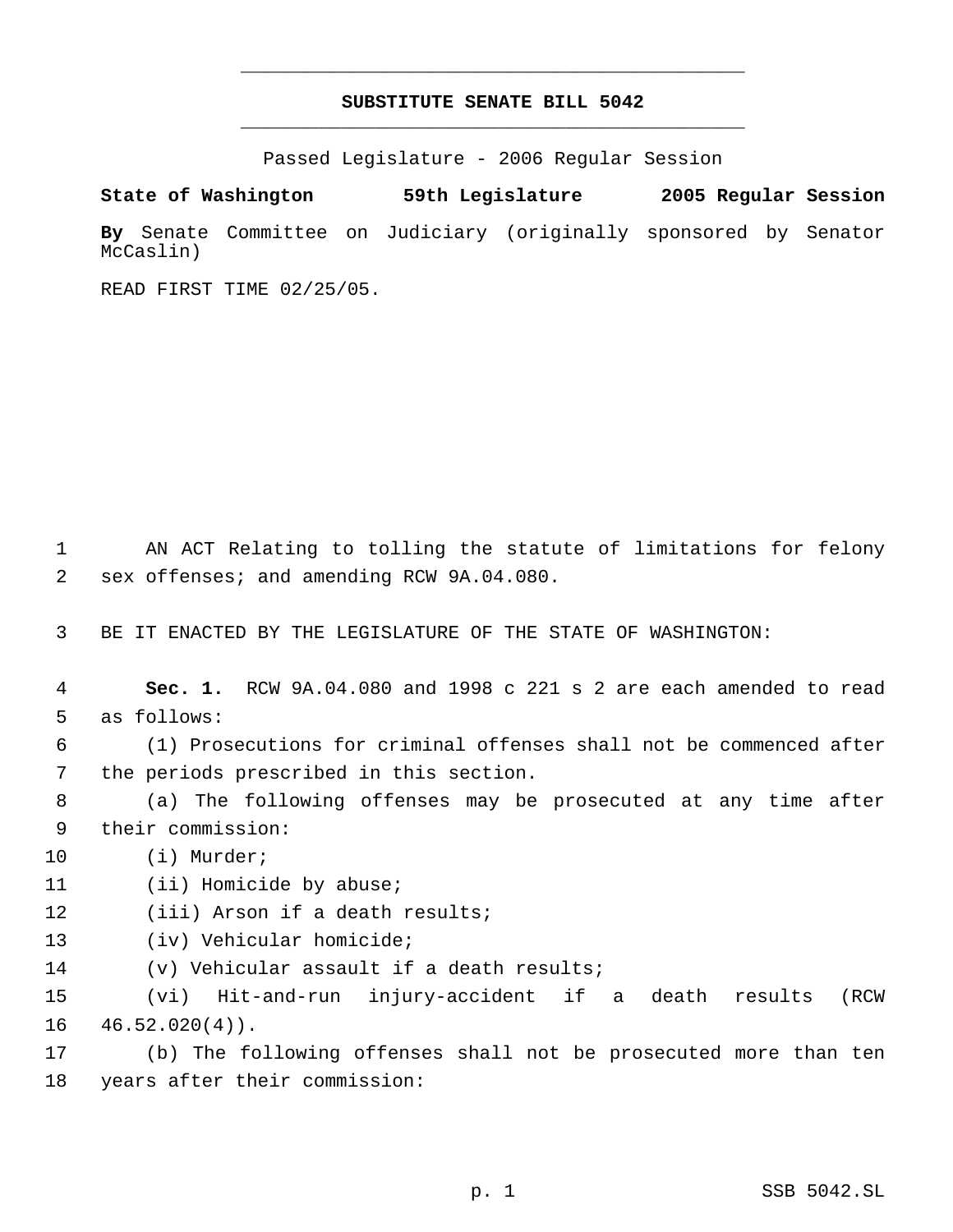# SUBSTITUTE SENATE BILL 5042

Passed Legislature - 2006 Regular Session

**State of Washington 59th Legislature 2005 Regular Session**

**By** Senate Committee on Judiciary (originally sponsored by Senator McCaslin)

READ FIRST TIME 02/25/05.

AN ACT Relating to tolling the statute of limitations for felony sex offenses; and amending RCW 9A.04.080.

BE IT ENACTED BY THE LEGISLATURE OF THE STATE OF WASHINGTON:

**Sec. 1.** RCW 9A.04.080 and 1998 c 221 s 2 are each amended to read as follows:

(1) Prosecutions for criminal offenses shall not be commenced after the periods prescribed in this section.

(a) The following offenses may be prosecuted at any time after their commission:

(i) Murder;

(ii) Homicide by abuse;

(iii) Arson if a death results;

(iv) Vehicular homicide;

(v) Vehicular assault if a death results;

(vi) Hit-and-run injury-accident if a death results (RCW 46.52.020(4)).

(b) The following offenses shall not be prosecuted more than ten years after their commission: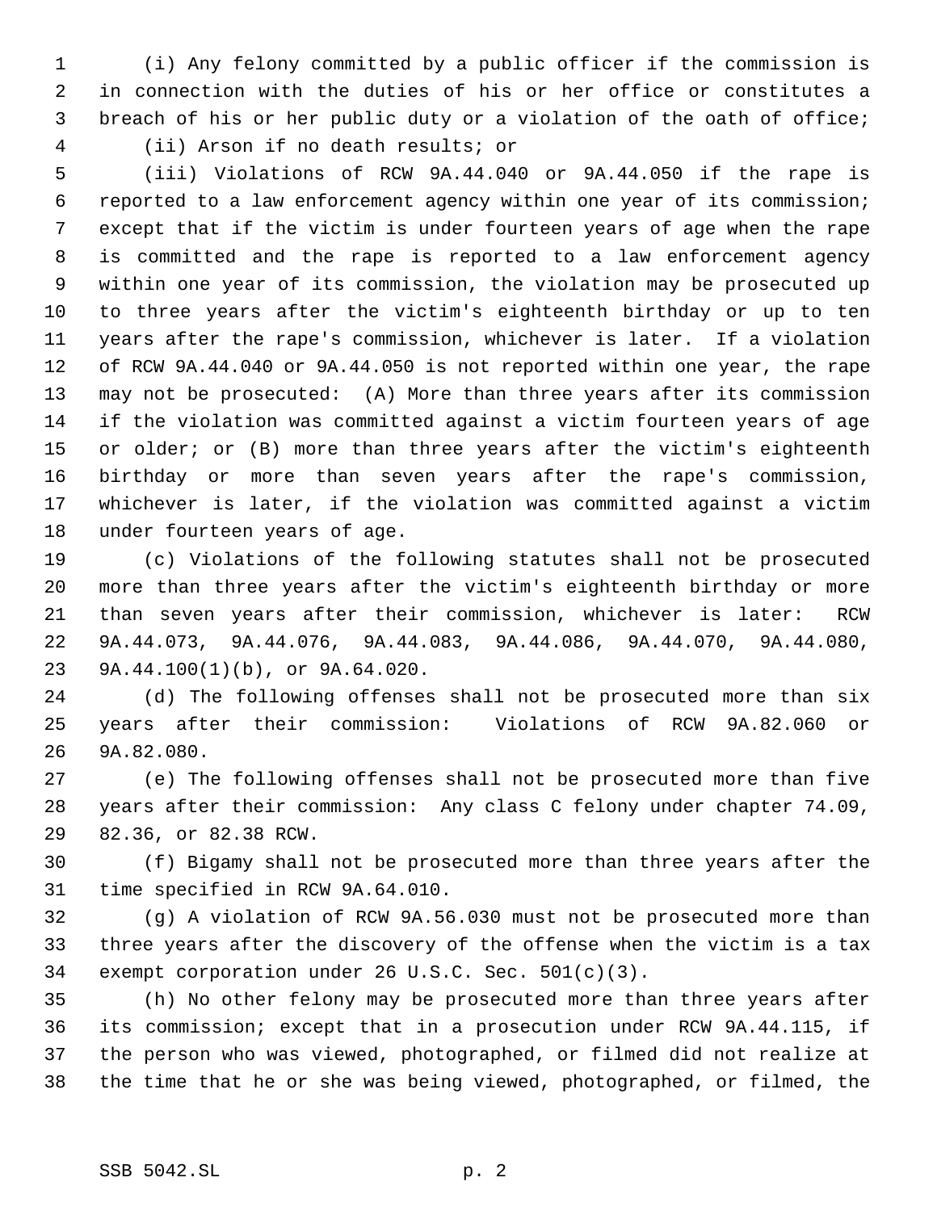(i) Any felony committed by a public officer if the commission is in connection with the duties of his or her office or constitutes a breach of his or her public duty or a violation of the oath of office;

(ii) Arson if no death results; or

(iii) Violations of RCW 9A.44.040 or 9A.44.050 if the rape is reported to a law enforcement agency within one year of its commission; except that if the victim is under fourteen years of age when the rape is committed and the rape is reported to a law enforcement agency within one year of its commission, the violation may be prosecuted up to three years after the victim's eighteenth birthday or up to ten years after the rape's commission, whichever is later. If a violation of RCW 9A.44.040 or 9A.44.050 is not reported within one year, the rape may not be prosecuted: (A) More than three years after its commission if the violation was committed against a victim fourteen years of age or older; or (B) more than three years after the victim's eighteenth birthday or more than seven years after the rape's commission, whichever is later, if the violation was committed against a victim under fourteen years of age.

(c) Violations of the following statutes shall not be prosecuted more than three years after the victim's eighteenth birthday or more than seven years after their commission, whichever is later: RCW 9A.44.073, 9A.44.076, 9A.44.083, 9A.44.086, 9A.44.070, 9A.44.080, 9A.44.100(1)(b), or 9A.64.020.

(d) The following offenses shall not be prosecuted more than six years after their commission: Violations of RCW 9A.82.060 or 9A.82.080.

(e) The following offenses shall not be prosecuted more than five years after their commission: Any class C felony under chapter 74.09, 82.36, or 82.38 RCW.

(f) Bigamy shall not be prosecuted more than three years after the time specified in RCW 9A.64.010.

(g) A violation of RCW 9A.56.030 must not be prosecuted more than three years after the discovery of the offense when the victim is a tax exempt corporation under 26 U.S.C. Sec. 501(c)(3).

(h) No other felony may be prosecuted more than three years after its commission; except that in a prosecution under RCW 9A.44.115, if the person who was viewed, photographed, or filmed did not realize at the time that he or she was being viewed, photographed, or filmed, the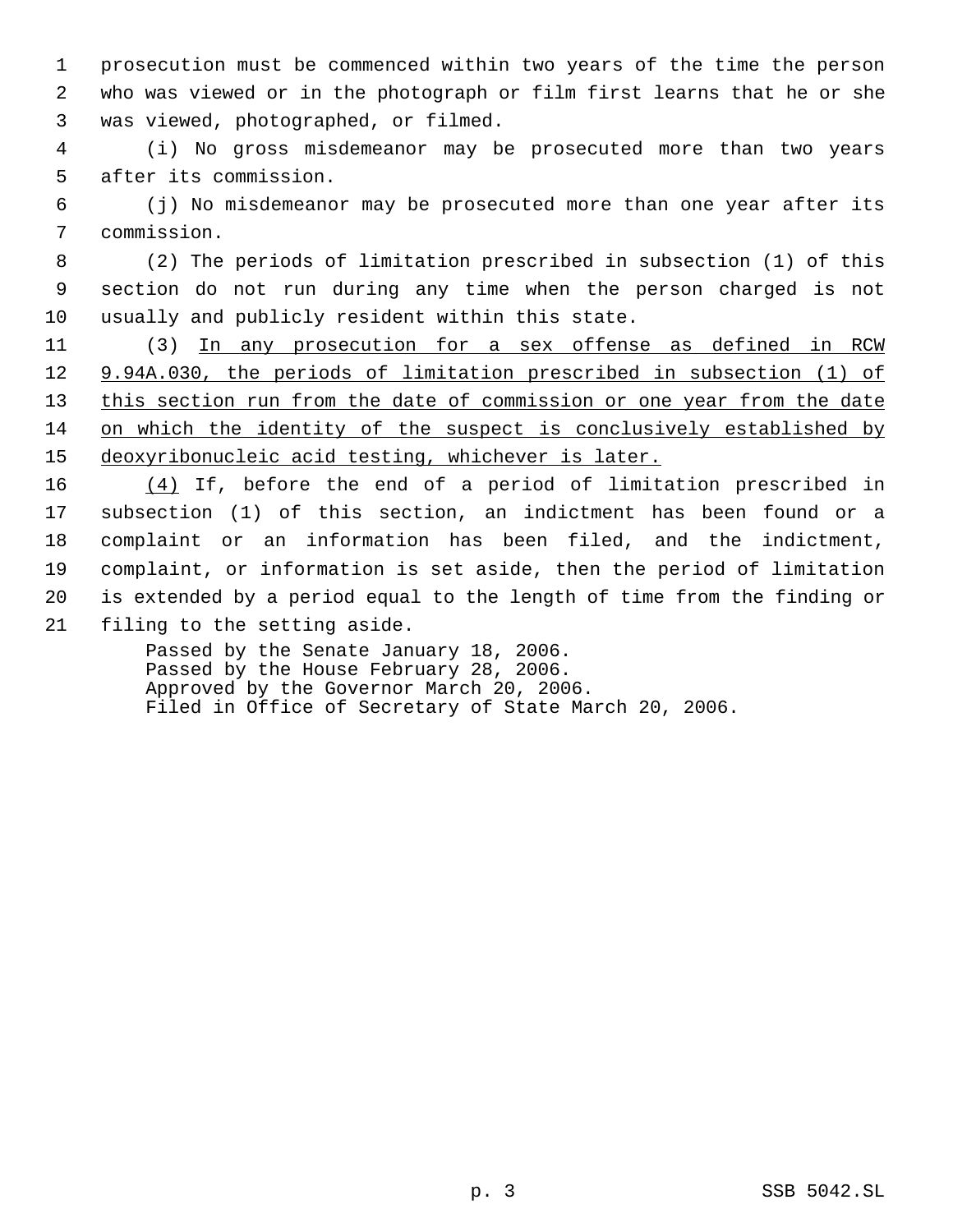prosecution must be commenced within two years of the time the person who was viewed or in the photograph or film first learns that he or she was viewed, photographed, or filmed.

(i) No gross misdemeanor may be prosecuted more than two years after its commission.

(j) No misdemeanor may be prosecuted more than one year after its commission.

(2) The periods of limitation prescribed in subsection (1) of this section do not run during any time when the person charged is not usually and publicly resident within this state.

(3) <u>In any prosecution for a sex offense as defined in RCW 9.94A.030, the periods of limitation prescribed in subsection (1) of this section run from the date of commission or one year from the date on which the identity of the suspect is conclusively established by deoxyribonucleic acid testing, whichever is later.</u>

<u>(4)</u> If, before the end of a period of limitation prescribed in subsection (1) of this section, an indictment has been found or a complaint or an information has been filed, and the indictment, complaint, or information is set aside, then the period of limitation is extended by a period equal to the length of time from the finding or filing to the setting aside.

Passed by the Senate January 18, 2006.
Passed by the House February 28, 2006.
Approved by the Governor March 20, 2006.
Filed in Office of Secretary of State March 20, 2006.